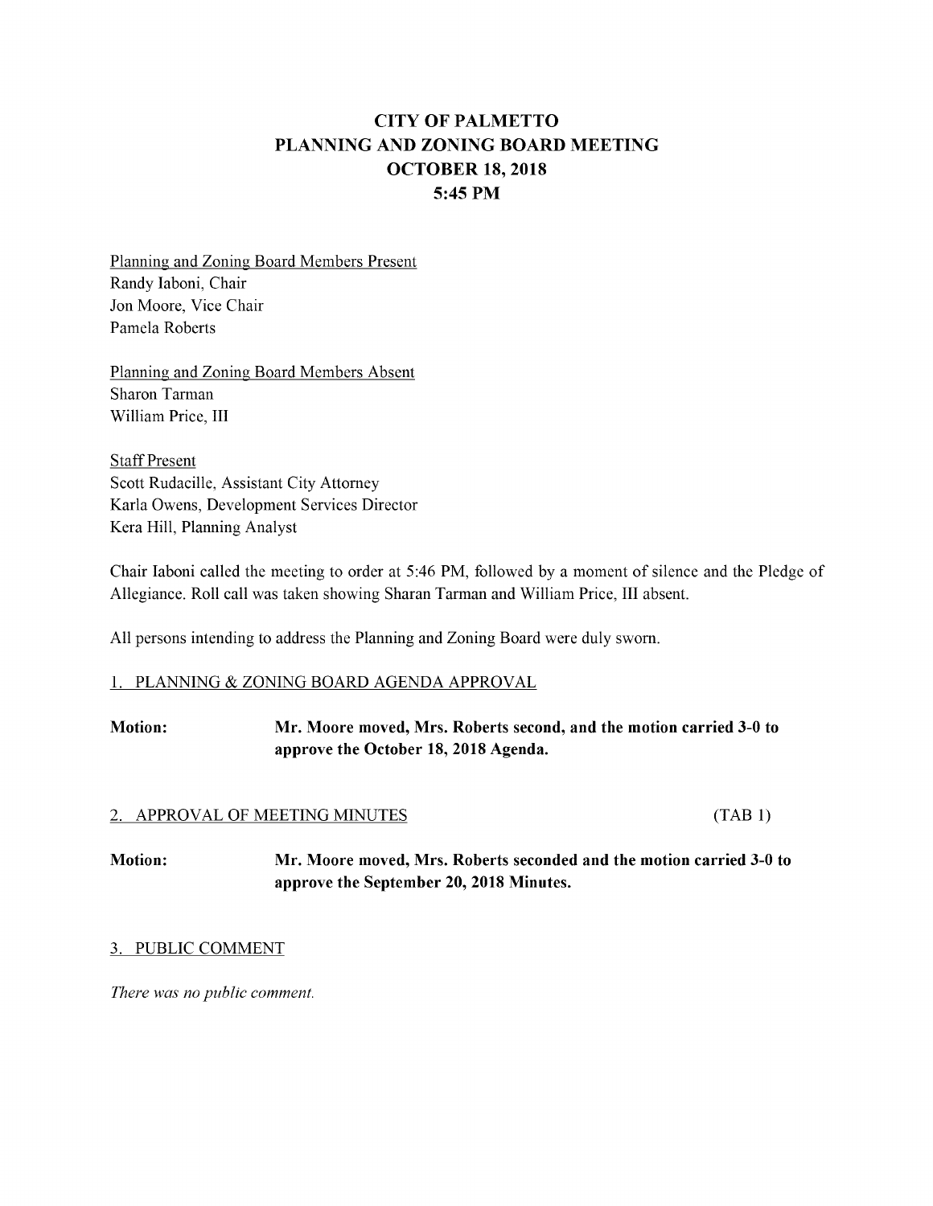# CITY OF PALMETTO
# PLANNING AND ZONING BOARD MEETING
# OCTOBER 18, 2018
# 5:45 PM

Planning and Zoning Board Members Present
Randy Iaboni, Chair
Jon Moore, Vice Chair
Pamela Roberts

Planning and Zoning Board Members Absent
Sharon Tarman
William Price, III

Staff Present
Scott Rudacille, Assistant City Attorney
Karla Owens, Development Services Director
Kera Hill, Planning Analyst

Chair Iaboni called the meeting to order at 5:46 PM, followed by a moment of silence and the Pledge of Allegiance. Roll call was taken showing Sharan Tarman and William Price, III absent.

All persons intending to address the Planning and Zoning Board were duly sworn.

## 1. PLANNING & ZONING BOARD AGENDA APPROVAL

**Motion:** **Mr. Moore moved, Mrs. Roberts second, and the motion carried 3-0 to approve the October 18, 2018 Agenda.**

## 2. APPROVAL OF MEETING MINUTES (TAB 1)

**Motion:** **Mr. Moore moved, Mrs. Roberts seconded and the motion carried 3-0 to approve the September 20, 2018 Minutes.**

## 3. PUBLIC COMMENT

*There was no public comment.*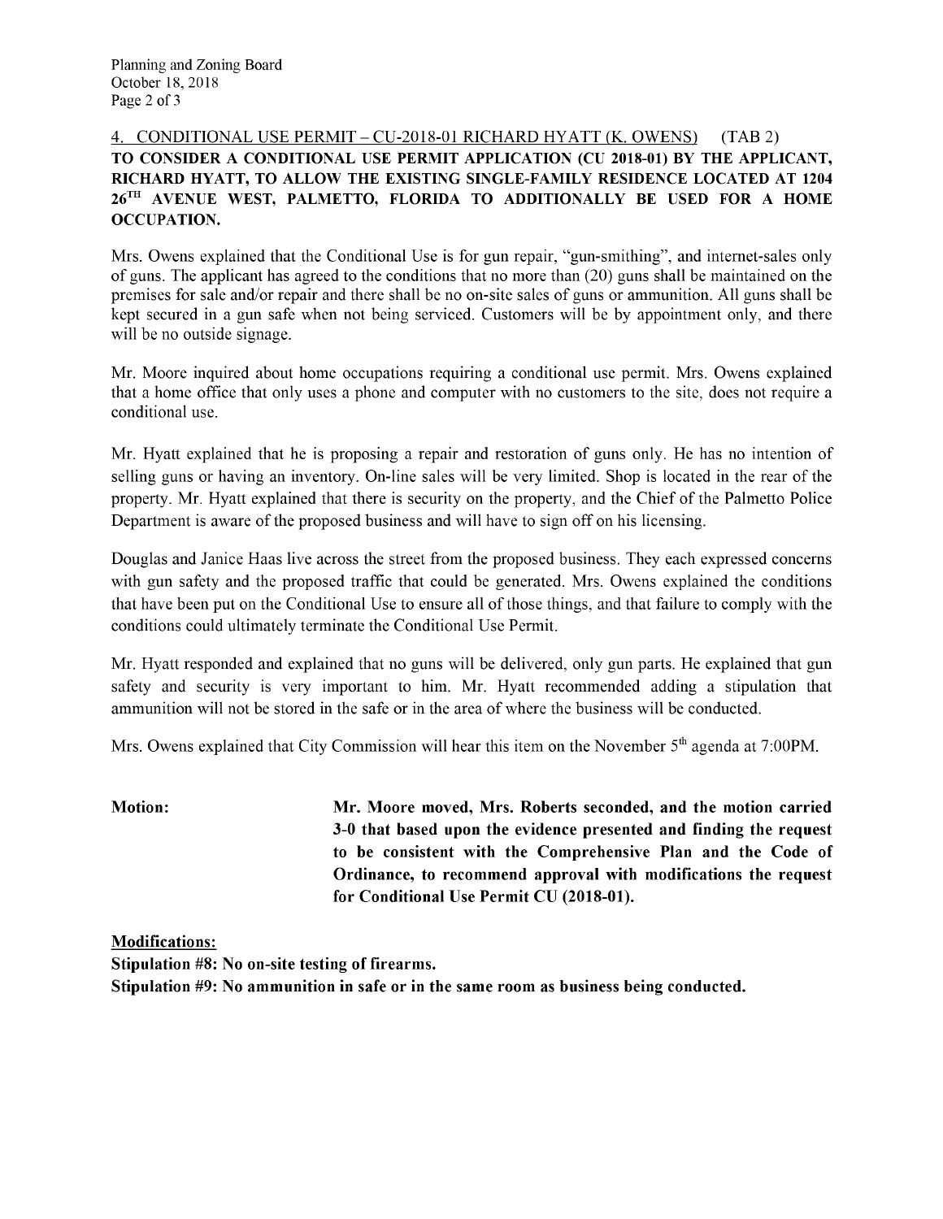## 4. CONDITIONAL USE PERMIT – CU-2018-01 RICHARD HYATT (K. OWENS) (TAB 2)

**TO CONSIDER A CONDITIONAL USE PERMIT APPLICATION (CU 2018-01) BY THE APPLICANT, RICHARD HYATT, TO ALLOW THE EXISTING SINGLE-FAMILY RESIDENCE LOCATED AT 1204 26TH AVENUE WEST, PALMETTO, FLORIDA TO ADDITIONALLY BE USED FOR A HOME OCCUPATION.**

Mrs. Owens explained that the Conditional Use is for gun repair, "gun-smithing", and internet-sales only of guns. The applicant has agreed to the conditions that no more than (20) guns shall be maintained on the premises for sale and/or repair and there shall be no on-site sales of guns or ammunition. All guns shall be kept secured in a gun safe when not being serviced. Customers will be by appointment only, and there will be no outside signage.

Mr. Moore inquired about home occupations requiring a conditional use permit. Mrs. Owens explained that a home office that only uses a phone and computer with no customers to the site, does not require a conditional use.

Mr. Hyatt explained that he is proposing a repair and restoration of guns only. He has no intention of selling guns or having an inventory. On-line sales will be very limited. Shop is located in the rear of the property. Mr. Hyatt explained that there is security on the property, and the Chief of the Palmetto Police Department is aware of the proposed business and will have to sign off on his licensing.

Douglas and Janice Haas live across the street from the proposed business. They each expressed concerns with gun safety and the proposed traffic that could be generated. Mrs. Owens explained the conditions that have been put on the Conditional Use to ensure all of those things, and that failure to comply with the conditions could ultimately terminate the Conditional Use Permit.

Mr. Hyatt responded and explained that no guns will be delivered, only gun parts. He explained that gun safety and security is very important to him. Mr. Hyatt recommended adding a stipulation that ammunition will not be stored in the safe or in the area of where the business will be conducted.

Mrs. Owens explained that City Commission will hear this item on the November 5th agenda at 7:00PM.

**Motion:** **Mr. Moore moved, Mrs. Roberts seconded, and the motion carried 3-0 that based upon the evidence presented and finding the request to be consistent with the Comprehensive Plan and the Code of Ordinance, to recommend approval with modifications the request for Conditional Use Permit CU (2018-01).**

**Modifications:**

**Stipulation #8: No on-site testing of firearms.**

**Stipulation #9: No ammunition in safe or in the same room as business being conducted.**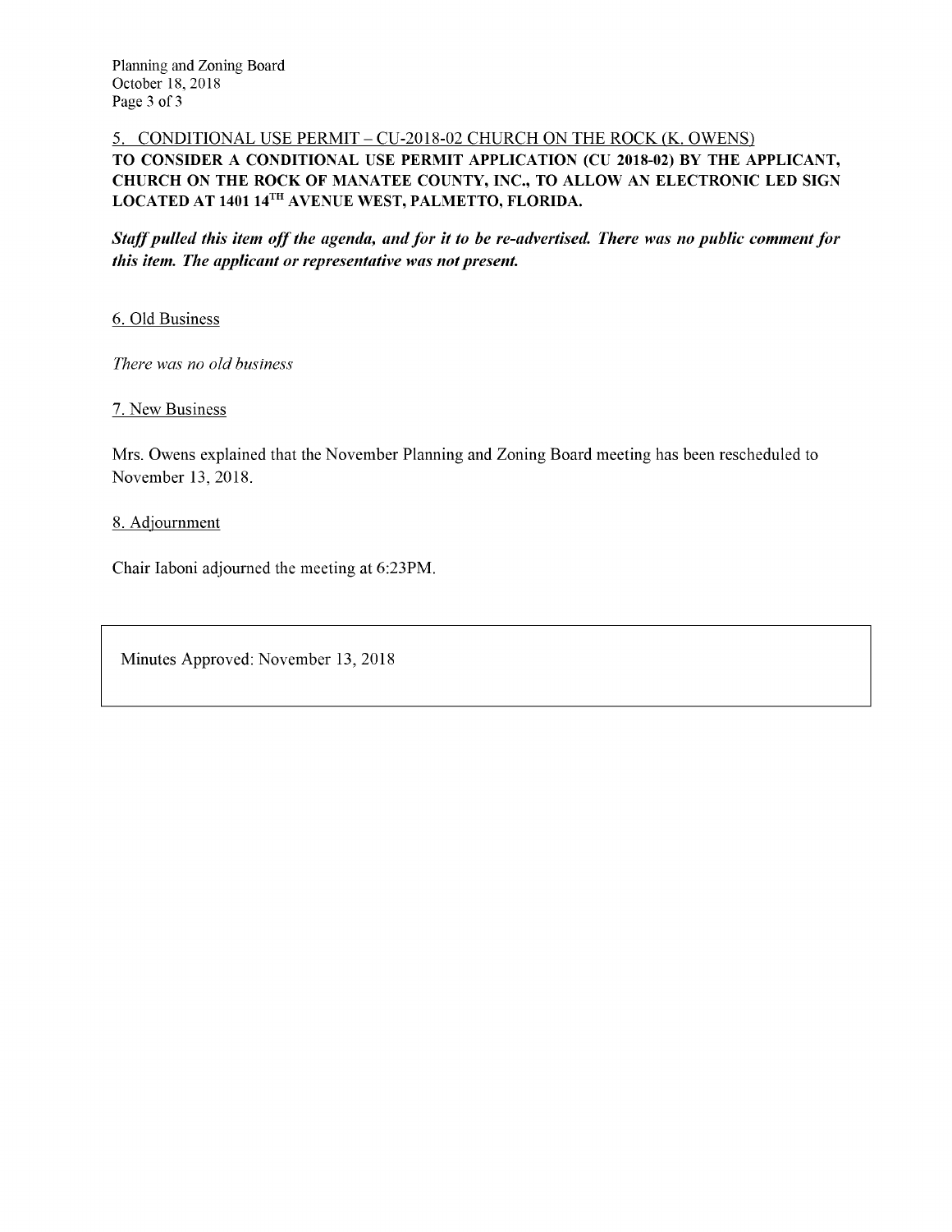5. CONDITIONAL USE PERMIT – CU-2018-02 CHURCH ON THE ROCK (K. OWENS)

**TO CONSIDER A CONDITIONAL USE PERMIT APPLICATION (CU 2018-02) BY THE APPLICANT, CHURCH ON THE ROCK OF MANATEE COUNTY, INC., TO ALLOW AN ELECTRONIC LED SIGN LOCATED AT 1401 14TH AVENUE WEST, PALMETTO, FLORIDA.**

***Staff pulled this item off the agenda, and for it to be re-advertised. There was no public comment for this item. The applicant or representative was not present.***

6. Old Business

*There was no old business*

7. New Business

Mrs. Owens explained that the November Planning and Zoning Board meeting has been rescheduled to November 13, 2018.

8. Adjournment

Chair Iaboni adjourned the meeting at 6:23PM.

Minutes Approved: November 13, 2018